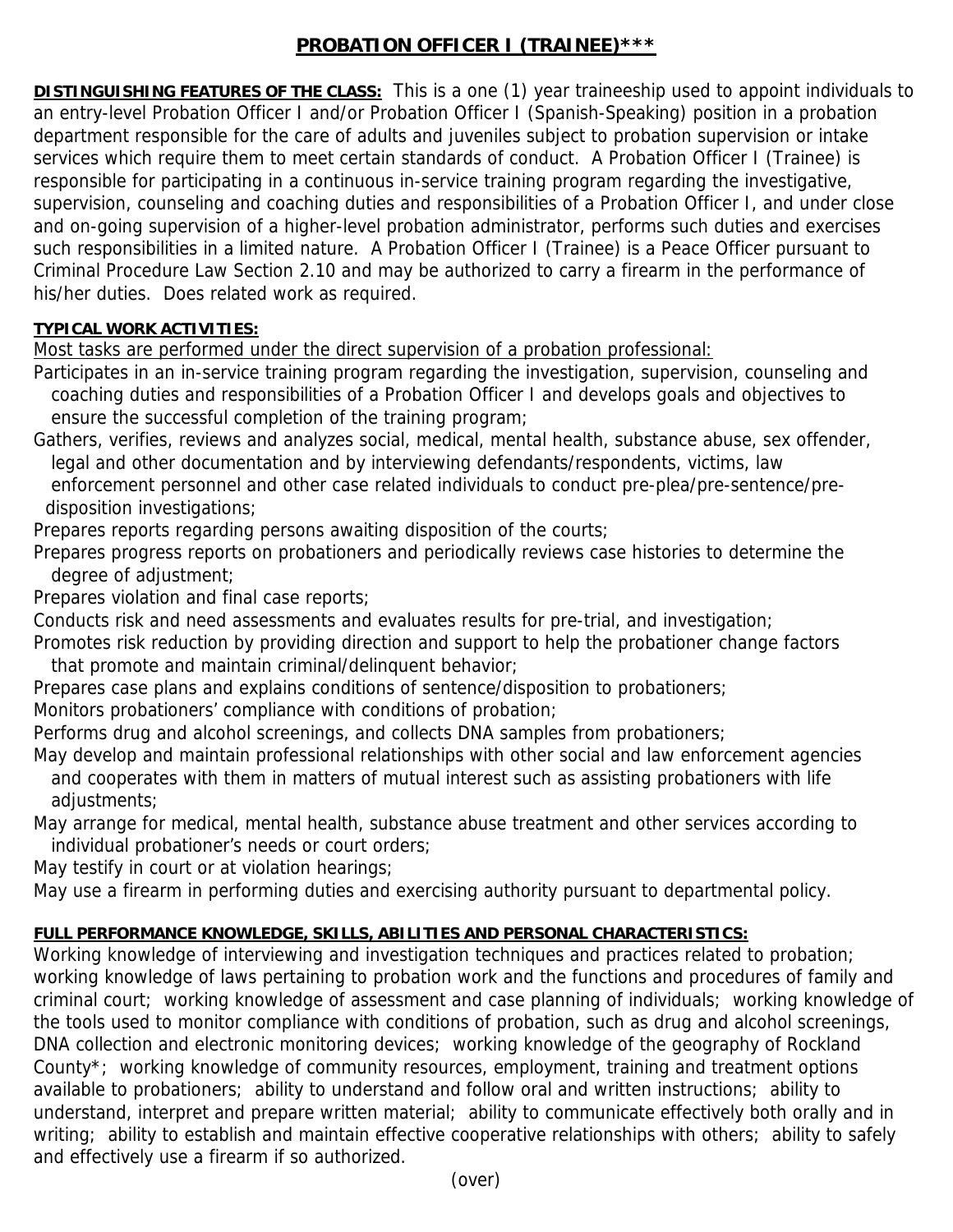# PROBATION OFFICER I (TRAINEE)***

**DISTINGUISHING FEATURES OF THE CLASS:** This is a one (1) year traineeship used to appoint individuals to an entry-level Probation Officer I and/or Probation Officer I (Spanish-Speaking) position in a probation department responsible for the care of adults and juveniles subject to probation supervision or intake services which require them to meet certain standards of conduct. A Probation Officer I (Trainee) is responsible for participating in a continuous in-service training program regarding the investigative, supervision, counseling and coaching duties and responsibilities of a Probation Officer I, and under close and on-going supervision of a higher-level probation administrator, performs such duties and exercises such responsibilities in a limited nature. A Probation Officer I (Trainee) is a Peace Officer pursuant to Criminal Procedure Law Section 2.10 and may be authorized to carry a firearm in the performance of his/her duties. Does related work as required.

**TYPICAL WORK ACTIVITIES:**

Most tasks are performed under the direct supervision of a probation professional:

Participates in an in-service training program regarding the investigation, supervision, counseling and coaching duties and responsibilities of a Probation Officer I and develops goals and objectives to ensure the successful completion of the training program;

Gathers, verifies, reviews and analyzes social, medical, mental health, substance abuse, sex offender, legal and other documentation and by interviewing defendants/respondents, victims, law enforcement personnel and other case related individuals to conduct pre-plea/pre-sentence/pre-disposition investigations;

Prepares reports regarding persons awaiting disposition of the courts;

Prepares progress reports on probationers and periodically reviews case histories to determine the degree of adjustment;

Prepares violation and final case reports;

Conducts risk and need assessments and evaluates results for pre-trial, and investigation;

Promotes risk reduction by providing direction and support to help the probationer change factors that promote and maintain criminal/delinquent behavior;

Prepares case plans and explains conditions of sentence/disposition to probationers;

Monitors probationers' compliance with conditions of probation;

Performs drug and alcohol screenings, and collects DNA samples from probationers;

May develop and maintain professional relationships with other social and law enforcement agencies and cooperates with them in matters of mutual interest such as assisting probationers with life adjustments;

May arrange for medical, mental health, substance abuse treatment and other services according to individual probationer's needs or court orders;

May testify in court or at violation hearings;

May use a firearm in performing duties and exercising authority pursuant to departmental policy.

**FULL PERFORMANCE KNOWLEDGE, SKILLS, ABILITIES AND PERSONAL CHARACTERISTICS:**

Working knowledge of interviewing and investigation techniques and practices related to probation; working knowledge of laws pertaining to probation work and the functions and procedures of family and criminal court; working knowledge of assessment and case planning of individuals; working knowledge of the tools used to monitor compliance with conditions of probation, such as drug and alcohol screenings, DNA collection and electronic monitoring devices; working knowledge of the geography of Rockland County*; working knowledge of community resources, employment, training and treatment options available to probationers; ability to understand and follow oral and written instructions; ability to understand, interpret and prepare written material; ability to communicate effectively both orally and in writing; ability to establish and maintain effective cooperative relationships with others; ability to safely and effectively use a firearm if so authorized.

(over)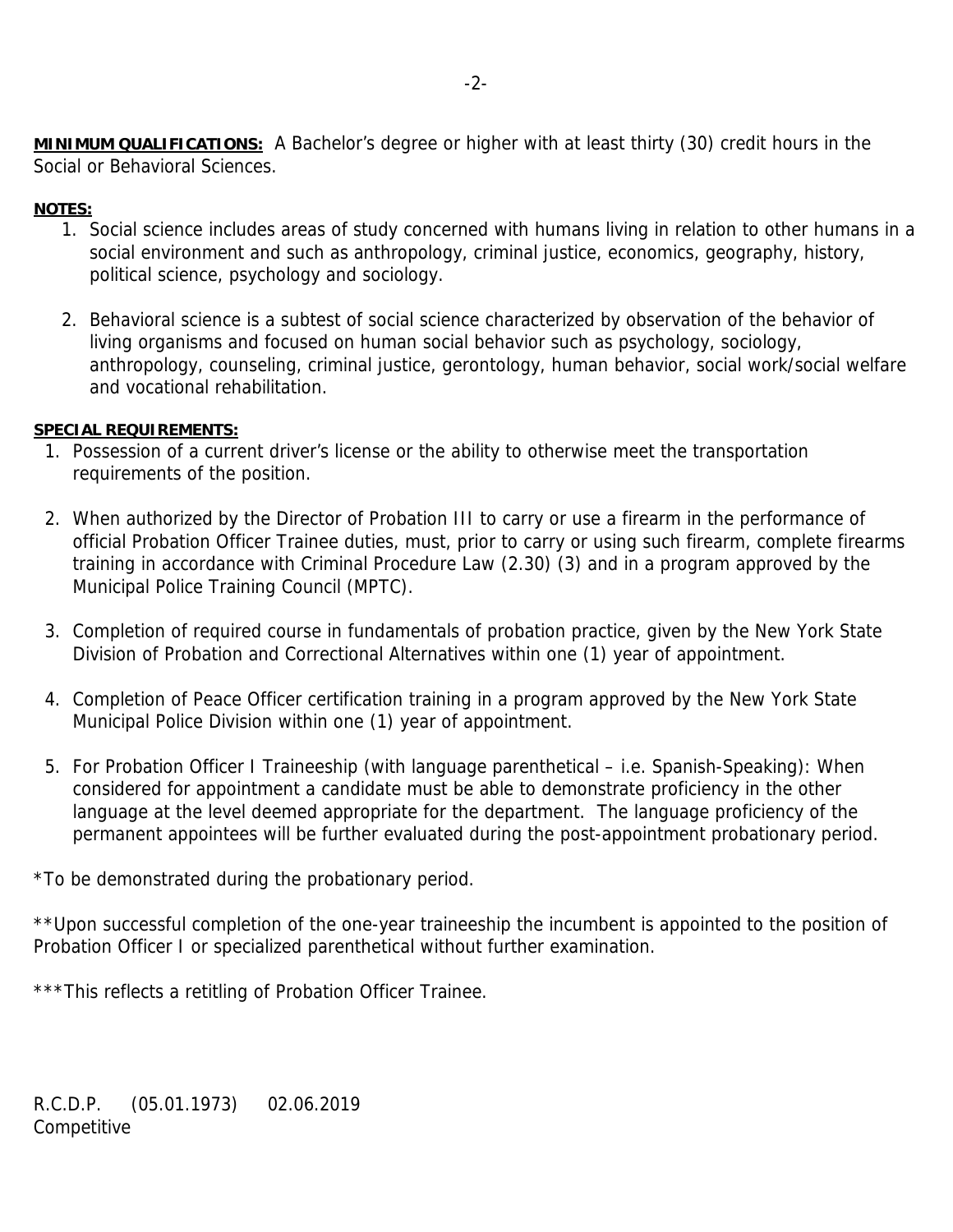**MINIMUM QUALIFICATIONS:** A Bachelor's degree or higher with at least thirty (30) credit hours in the Social or Behavioral Sciences.

**NOTES:**

1. Social science includes areas of study concerned with humans living in relation to other humans in a social environment and such as anthropology, criminal justice, economics, geography, history, political science, psychology and sociology.

2. Behavioral science is a subtest of social science characterized by observation of the behavior of living organisms and focused on human social behavior such as psychology, sociology, anthropology, counseling, criminal justice, gerontology, human behavior, social work/social welfare and vocational rehabilitation.

**SPECIAL REQUIREMENTS:**

1. Possession of a current driver's license or the ability to otherwise meet the transportation requirements of the position.

2. When authorized by the Director of Probation III to carry or use a firearm in the performance of official Probation Officer Trainee duties, must, prior to carry or using such firearm, complete firearms training in accordance with Criminal Procedure Law (2.30) (3) and in a program approved by the Municipal Police Training Council (MPTC).

3. Completion of required course in fundamentals of probation practice, given by the New York State Division of Probation and Correctional Alternatives within one (1) year of appointment.

4. Completion of Peace Officer certification training in a program approved by the New York State Municipal Police Division within one (1) year of appointment.

5. For Probation Officer I Traineeship (with language parenthetical – i.e. Spanish-Speaking): When considered for appointment a candidate must be able to demonstrate proficiency in the other language at the level deemed appropriate for the department. The language proficiency of the permanent appointees will be further evaluated during the post-appointment probationary period.

*To be demonstrated during the probationary period.

**Upon successful completion of the one-year traineeship the incumbent is appointed to the position of Probation Officer I or specialized parenthetical without further examination.

***This reflects a retitling of Probation Officer Trainee.

R.C.D.P. (05.01.1973) 02.06.2019
Competitive